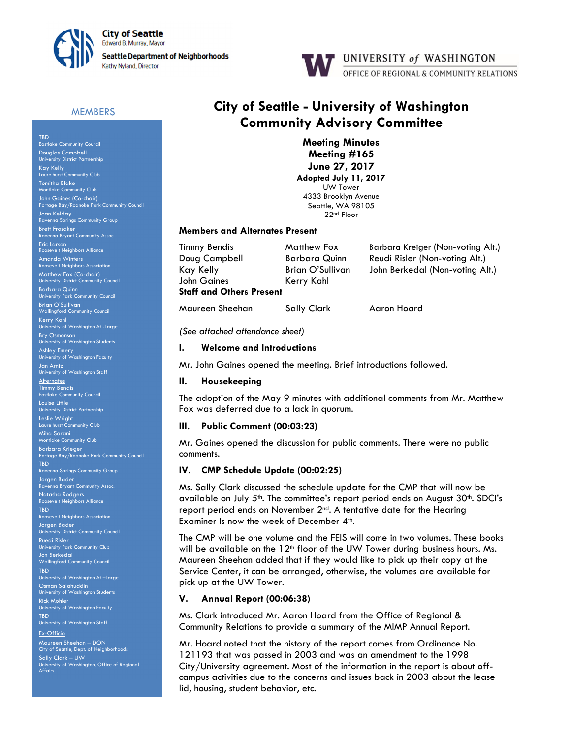City of Seattle
Edward B. Murray, Mayor
Seattle Department of Neighborhoods
Kathy Nyland, Director

UNIVERSITY of WASHINGTON
OFFICE OF REGIONAL & COMMUNITY RELATIONS

## MEMBERS

TBD
Eastlake Community Council

Douglas Campbell
University District Partnership

Kay Kelly
Laurelhurst Community Club

Tomitha Blake
Montlake Community Club

John Gaines (Co-chair)
Portage Bay/Roanoke Park Community Council

Joan Kelday
Ravenna Springs Community Group

Brett Frosaker
Ravenna Bryant Community Assoc.

Eric Larson
Roosevelt Neighbors Alliance

Amanda Winters
Roosevelt Neighbors Association

Matthew Fox (Co-chair)
University District Community Council

Barbara Quinn
University Park Community Council

Brian O'Sullivan
Wallingford Community Council

Kerry Kahl
University of Washington At -Large

Bry Osmonson
University of Washington Students

Ashley Emery
University of Washington Faculty

Jan Arntz
University of Washington Staff

Alternates

Timmy Bendis
Eastlake Community Council

Louise Little
University District Partnership

Leslie Wright
Laurelhurst Community Club

Miha Sarani
Montlake Community Club

Barbara Krieger
Portage Bay/Roanoke Park Community Council

TBD
Ravenna Springs Community Group

Jorgen Bader
Ravenna Bryant Community Assoc.

Natasha Rodgers
Roosevelt Neighbors Alliance

TBD
Roosevelt Neighbors Association

Jorgen Bader
University District Community Council

Ruedi Risler
University Park Community Club

Jon Berkedal
Wallingford Community Council

TBD
University of Washington At –Large

Osman Salahuddin
University of Washington Students

Rick Mohler
University of Washington Faculty

TBD
University of Washington Staff

Ex-Officio

Maureen Sheehan – DON
City of Seattle, Dept. of Neighborhoods

Sally Clark – UW
University of Washington, Office of Regional Affairs

# City of Seattle - University of Washington Community Advisory Committee

**Meeting Minutes**
**Meeting #165**
**June 27, 2017**
**Adopted July 11, 2017**
UW Tower
4333 Brooklyn Avenue
Seattle, WA 98105
22nd Floor

**Members and Alternates Present**

| | | |
|---|---|---|
| Timmy Bendis | Matthew Fox | Barbara Kreiger (Non-voting Alt.) |
| Doug Campbell | Barbara Quinn | Reudi Risler (Non-voting Alt.) |
| Kay Kelly | Brian O'Sullivan | John Berkedal (Non-voting Alt.) |
| John Gaines | Kerry Kahl | |

**Staff and Others Present**

| | | |
|---|---|---|
| Maureen Sheehan | Sally Clark | Aaron Hoard |

*(See attached attendance sheet)*

## I. Welcome and Introductions

Mr. John Gaines opened the meeting. Brief introductions followed.

## II. Housekeeping

The adoption of the May 9 minutes with additional comments from Mr. Matthew Fox was deferred due to a lack in quorum.

## III. Public Comment (00:03:23)

Mr. Gaines opened the discussion for public comments. There were no public comments.

## IV. CMP Schedule Update (00:02:25)

Ms. Sally Clark discussed the schedule update for the CMP that will now be available on July 5th. The committee's report period ends on August 30th. SDCI's report period ends on November 2nd. A tentative date for the Hearing Examiner Is now the week of December 4th.

The CMP will be one volume and the FEIS will come in two volumes. These books will be available on the 12th floor of the UW Tower during business hours. Ms. Maureen Sheehan added that if they would like to pick up their copy at the Service Center, it can be arranged, otherwise, the volumes are available for pick up at the UW Tower.

## V. Annual Report (00:06:38)

Ms. Clark introduced Mr. Aaron Hoard from the Office of Regional & Community Relations to provide a summary of the MIMP Annual Report.

Mr. Hoard noted that the history of the report comes from Ordinance No. 121193 that was passed in 2003 and was an amendment to the 1998 City/University agreement. Most of the information in the report is about off-campus activities due to the concerns and issues back in 2003 about the lease lid, housing, student behavior, etc.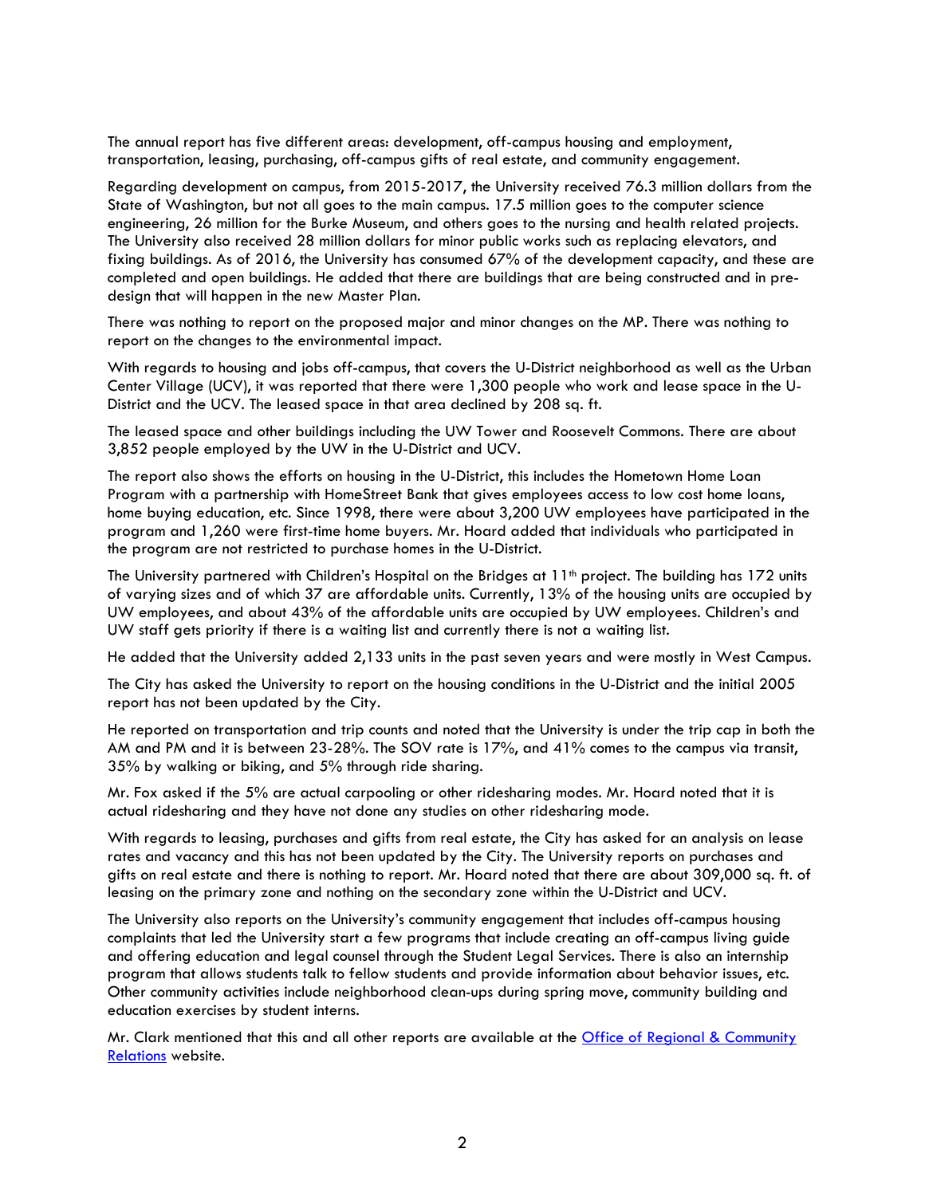The annual report has five different areas: development, off-campus housing and employment, transportation, leasing, purchasing, off-campus gifts of real estate, and community engagement.

Regarding development on campus, from 2015-2017, the University received 76.3 million dollars from the State of Washington, but not all goes to the main campus. 17.5 million goes to the computer science engineering, 26 million for the Burke Museum, and others goes to the nursing and health related projects. The University also received 28 million dollars for minor public works such as replacing elevators, and fixing buildings. As of 2016, the University has consumed 67% of the development capacity, and these are completed and open buildings. He added that there are buildings that are being constructed and in pre-design that will happen in the new Master Plan.

There was nothing to report on the proposed major and minor changes on the MP. There was nothing to report on the changes to the environmental impact.

With regards to housing and jobs off-campus, that covers the U-District neighborhood as well as the Urban Center Village (UCV), it was reported that there were 1,300 people who work and lease space in the U-District and the UCV. The leased space in that area declined by 208 sq. ft.

The leased space and other buildings including the UW Tower and Roosevelt Commons. There are about 3,852 people employed by the UW in the U-District and UCV.

The report also shows the efforts on housing in the U-District, this includes the Hometown Home Loan Program with a partnership with HomeStreet Bank that gives employees access to low cost home loans, home buying education, etc. Since 1998, there were about 3,200 UW employees have participated in the program and 1,260 were first-time home buyers. Mr. Hoard added that individuals who participated in the program are not restricted to purchase homes in the U-District.

The University partnered with Children's Hospital on the Bridges at 11th project. The building has 172 units of varying sizes and of which 37 are affordable units. Currently, 13% of the housing units are occupied by UW employees, and about 43% of the affordable units are occupied by UW employees. Children's and UW staff gets priority if there is a waiting list and currently there is not a waiting list.

He added that the University added 2,133 units in the past seven years and were mostly in West Campus.

The City has asked the University to report on the housing conditions in the U-District and the initial 2005 report has not been updated by the City.

He reported on transportation and trip counts and noted that the University is under the trip cap in both the AM and PM and it is between 23-28%. The SOV rate is 17%, and 41% comes to the campus via transit, 35% by walking or biking, and 5% through ride sharing.

Mr. Fox asked if the 5% are actual carpooling or other ridesharing modes. Mr. Hoard noted that it is actual ridesharing and they have not done any studies on other ridesharing mode.

With regards to leasing, purchases and gifts from real estate, the City has asked for an analysis on lease rates and vacancy and this has not been updated by the City. The University reports on purchases and gifts on real estate and there is nothing to report. Mr. Hoard noted that there are about 309,000 sq. ft. of leasing on the primary zone and nothing on the secondary zone within the U-District and UCV.

The University also reports on the University's community engagement that includes off-campus housing complaints that led the University start a few programs that include creating an off-campus living guide and offering education and legal counsel through the Student Legal Services. There is also an internship program that allows students talk to fellow students and provide information about behavior issues, etc. Other community activities include neighborhood clean-ups during spring move, community building and education exercises by student interns.

Mr. Clark mentioned that this and all other reports are available at the Office of Regional & Community Relations website.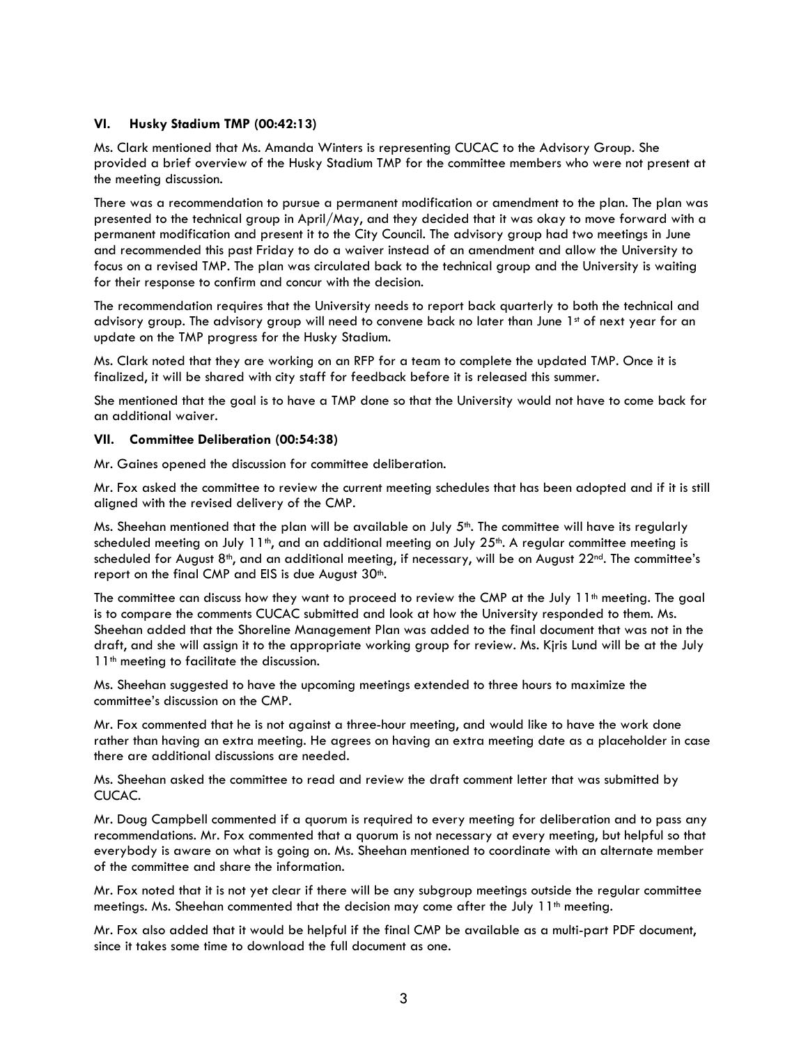### VI. Husky Stadium TMP (00:42:13)

Ms. Clark mentioned that Ms. Amanda Winters is representing CUCAC to the Advisory Group. She provided a brief overview of the Husky Stadium TMP for the committee members who were not present at the meeting discussion.

There was a recommendation to pursue a permanent modification or amendment to the plan. The plan was presented to the technical group in April/May, and they decided that it was okay to move forward with a permanent modification and present it to the City Council. The advisory group had two meetings in June and recommended this past Friday to do a waiver instead of an amendment and allow the University to focus on a revised TMP. The plan was circulated back to the technical group and the University is waiting for their response to confirm and concur with the decision.

The recommendation requires that the University needs to report back quarterly to both the technical and advisory group. The advisory group will need to convene back no later than June 1st of next year for an update on the TMP progress for the Husky Stadium.

Ms. Clark noted that they are working on an RFP for a team to complete the updated TMP. Once it is finalized, it will be shared with city staff for feedback before it is released this summer.

She mentioned that the goal is to have a TMP done so that the University would not have to come back for an additional waiver.

### VII. Committee Deliberation (00:54:38)

Mr. Gaines opened the discussion for committee deliberation.

Mr. Fox asked the committee to review the current meeting schedules that has been adopted and if it is still aligned with the revised delivery of the CMP.

Ms. Sheehan mentioned that the plan will be available on July 5th. The committee will have its regularly scheduled meeting on July 11th, and an additional meeting on July 25th. A regular committee meeting is scheduled for August 8th, and an additional meeting, if necessary, will be on August 22nd. The committee's report on the final CMP and EIS is due August 30th.

The committee can discuss how they want to proceed to review the CMP at the July 11th meeting. The goal is to compare the comments CUCAC submitted and look at how the University responded to them. Ms. Sheehan added that the Shoreline Management Plan was added to the final document that was not in the draft, and she will assign it to the appropriate working group for review. Ms. Kjris Lund will be at the July 11th meeting to facilitate the discussion.

Ms. Sheehan suggested to have the upcoming meetings extended to three hours to maximize the committee's discussion on the CMP.

Mr. Fox commented that he is not against a three-hour meeting, and would like to have the work done rather than having an extra meeting. He agrees on having an extra meeting date as a placeholder in case there are additional discussions are needed.

Ms. Sheehan asked the committee to read and review the draft comment letter that was submitted by CUCAC.

Mr. Doug Campbell commented if a quorum is required to every meeting for deliberation and to pass any recommendations. Mr. Fox commented that a quorum is not necessary at every meeting, but helpful so that everybody is aware on what is going on. Ms. Sheehan mentioned to coordinate with an alternate member of the committee and share the information.

Mr. Fox noted that it is not yet clear if there will be any subgroup meetings outside the regular committee meetings. Ms. Sheehan commented that the decision may come after the July 11th meeting.

Mr. Fox also added that it would be helpful if the final CMP be available as a multi-part PDF document, since it takes some time to download the full document as one.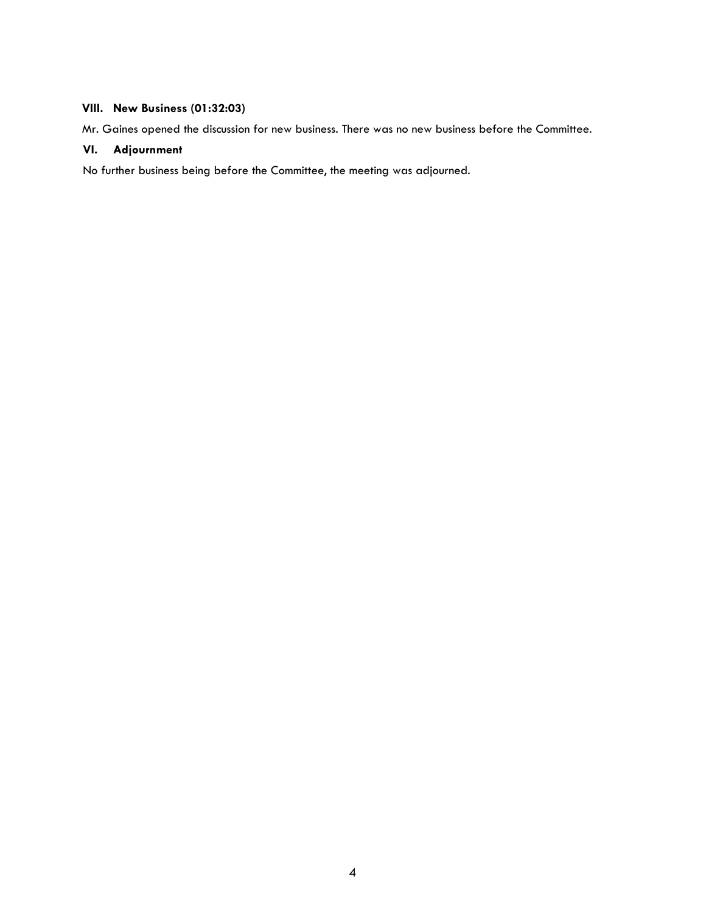### VIII. New Business (01:32:03)

Mr. Gaines opened the discussion for new business. There was no new business before the Committee.

### VI. Adjournment

No further business being before the Committee, the meeting was adjourned.